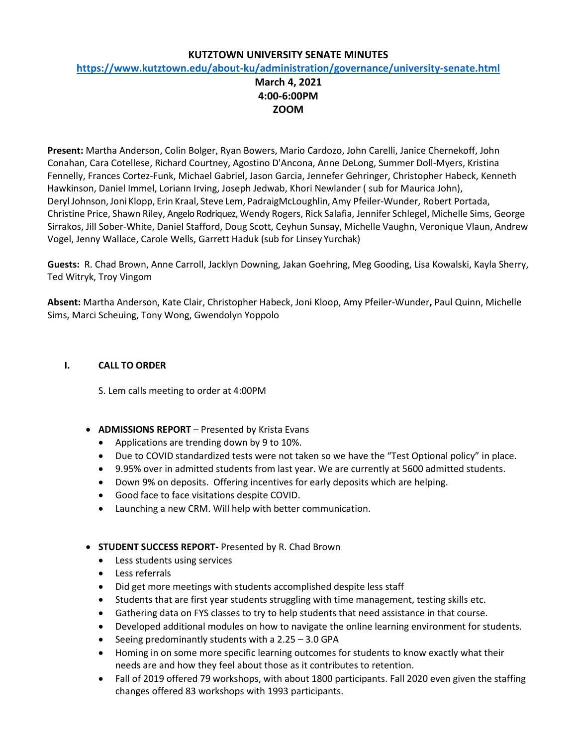**KUTZTOWN UNIVERSITY SENATE MINUTES**

**https://www.kutztown.edu/about-ku/administration/governance/university-senate.html**

**March 4, 2021**

**4:00-6:00PM**

**ZOOM**

**Present:** Martha Anderson, Colin Bolger, Ryan Bowers, Mario Cardozo, John Carelli, Janice Chernekoff, John Conahan, Cara Cotellese, Richard Courtney, Agostino D'Ancona, Anne DeLong, Summer Doll-Myers, Kristina Fennelly, Frances Cortez-Funk, Michael Gabriel, Jason Garcia, Jennefer Gehringer, Christopher Habeck, Kenneth Hawkinson, Daniel Immel, Loriann Irving, Joseph Jedwab, Khori Newlander ( sub for Maurica John), Deryl Johnson, Joni Klopp, Erin Kraal, Steve Lem, PadraigMcLoughlin, Amy Pfeiler-Wunder, Robert Portada, Christine Price, Shawn Riley, Angelo Rodriquez, Wendy Rogers, Rick Salafia, Jennifer Schlegel, Michelle Sims, George Sirrakos, Jill Sober-White, Daniel Stafford, Doug Scott, Ceyhun Sunsay, Michelle Vaughn, Veronique Vlaun, Andrew Vogel, Jenny Wallace, Carole Wells, Garrett Haduk (sub for Linsey Yurchak)

**Guests:** R. Chad Brown, Anne Carroll, Jacklyn Downing, Jakan Goehring, Meg Gooding, Lisa Kowalski, Kayla Sherry, Ted Witryk, Troy Vingom

**Absent:** Martha Anderson, Kate Clair, Christopher Habeck, Joni Kloop, Amy Pfeiler-Wunder**,** Paul Quinn, Michelle Sims, Marci Scheuing, Tony Wong, Gwendolyn Yoppolo

## I. CALL TO ORDER

S. Lem calls meeting to order at 4:00PM

- **ADMISSIONS REPORT** – Presented by Krista Evans
  - Applications are trending down by 9 to 10%.
  - Due to COVID standardized tests were not taken so we have the "Test Optional policy" in place.
  - 9.95% over in admitted students from last year. We are currently at 5600 admitted students.
  - Down 9% on deposits. Offering incentives for early deposits which are helping.
  - Good face to face visitations despite COVID.
  - Launching a new CRM. Will help with better communication.

- **STUDENT SUCCESS REPORT-** Presented by R. Chad Brown
  - Less students using services
  - Less referrals
  - Did get more meetings with students accomplished despite less staff
  - Students that are first year students struggling with time management, testing skills etc.
  - Gathering data on FYS classes to try to help students that need assistance in that course.
  - Developed additional modules on how to navigate the online learning environment for students.
  - Seeing predominantly students with a 2.25 – 3.0 GPA
  - Homing in on some more specific learning outcomes for students to know exactly what their needs are and how they feel about those as it contributes to retention.
  - Fall of 2019 offered 79 workshops, with about 1800 participants. Fall 2020 even given the staffing changes offered 83 workshops with 1993 participants.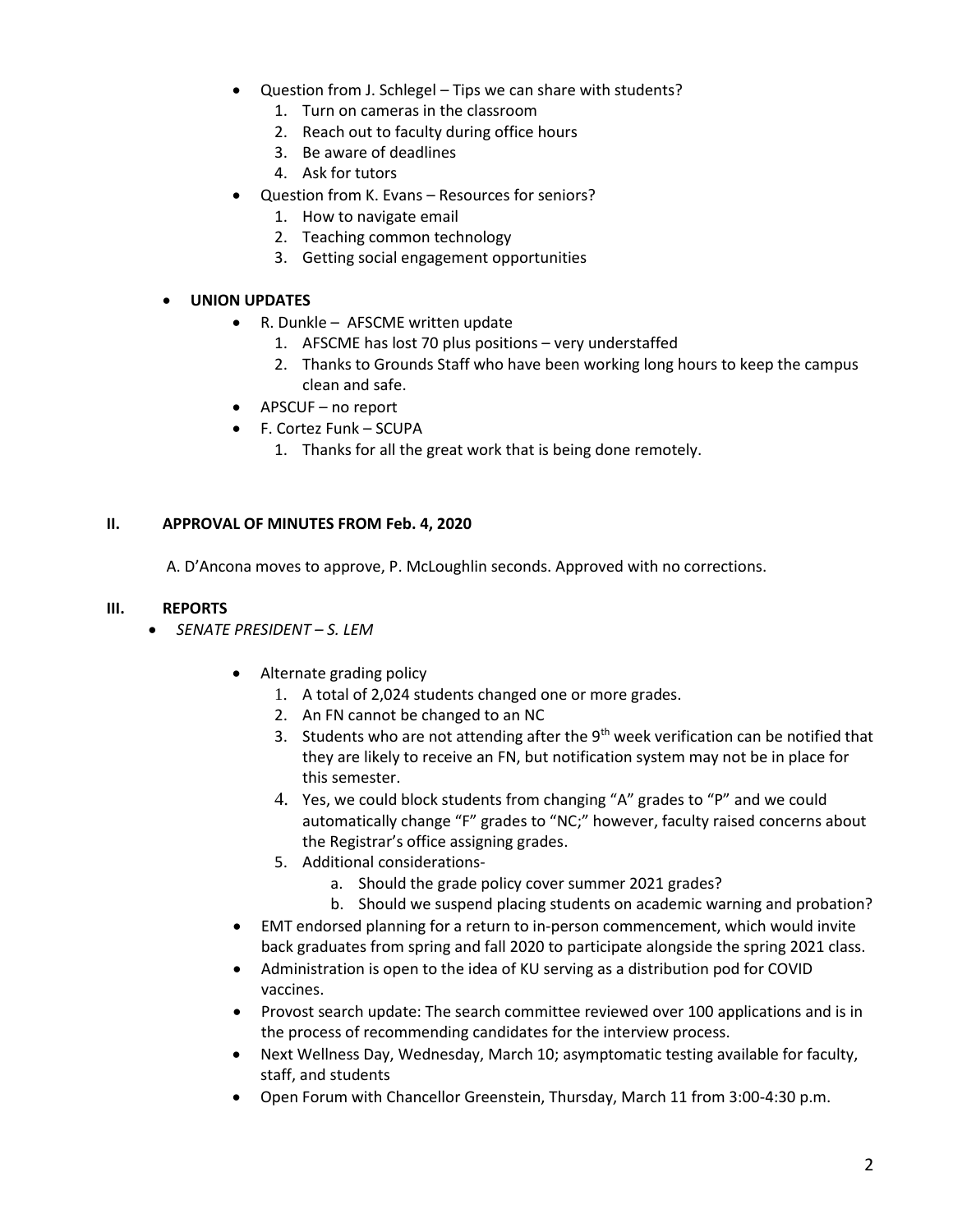- Question from J. Schlegel – Tips we can share with students?
  1. Turn on cameras in the classroom
  2. Reach out to faculty during office hours
  3. Be aware of deadlines
  4. Ask for tutors
- Question from K. Evans – Resources for seniors?
  1. How to navigate email
  2. Teaching common technology
  3. Getting social engagement opportunities

- **UNION UPDATES**
  - R. Dunkle – AFSCME written update
    1. AFSCME has lost 70 plus positions – very understaffed
    2. Thanks to Grounds Staff who have been working long hours to keep the campus clean and safe.
  - APSCUF – no report
  - F. Cortez Funk – SCUPA
    1. Thanks for all the great work that is being done remotely.

## II. APPROVAL OF MINUTES FROM Feb. 4, 2020

A. D'Ancona moves to approve, P. McLoughlin seconds. Approved with no corrections.

## III. REPORTS

- *SENATE PRESIDENT – S. LEM*
  - Alternate grading policy
    1. A total of 2,024 students changed one or more grades.
    2. An FN cannot be changed to an NC
    3. Students who are not attending after the 9th week verification can be notified that they are likely to receive an FN, but notification system may not be in place for this semester.
    4. Yes, we could block students from changing "A" grades to "P" and we could automatically change "F" grades to "NC;" however, faculty raised concerns about the Registrar's office assigning grades.
    5. Additional considerations-
       a. Should the grade policy cover summer 2021 grades?
       b. Should we suspend placing students on academic warning and probation?
  - EMT endorsed planning for a return to in-person commencement, which would invite back graduates from spring and fall 2020 to participate alongside the spring 2021 class.
  - Administration is open to the idea of KU serving as a distribution pod for COVID vaccines.
  - Provost search update: The search committee reviewed over 100 applications and is in the process of recommending candidates for the interview process.
  - Next Wellness Day, Wednesday, March 10; asymptomatic testing available for faculty, staff, and students
  - Open Forum with Chancellor Greenstein, Thursday, March 11 from 3:00-4:30 p.m.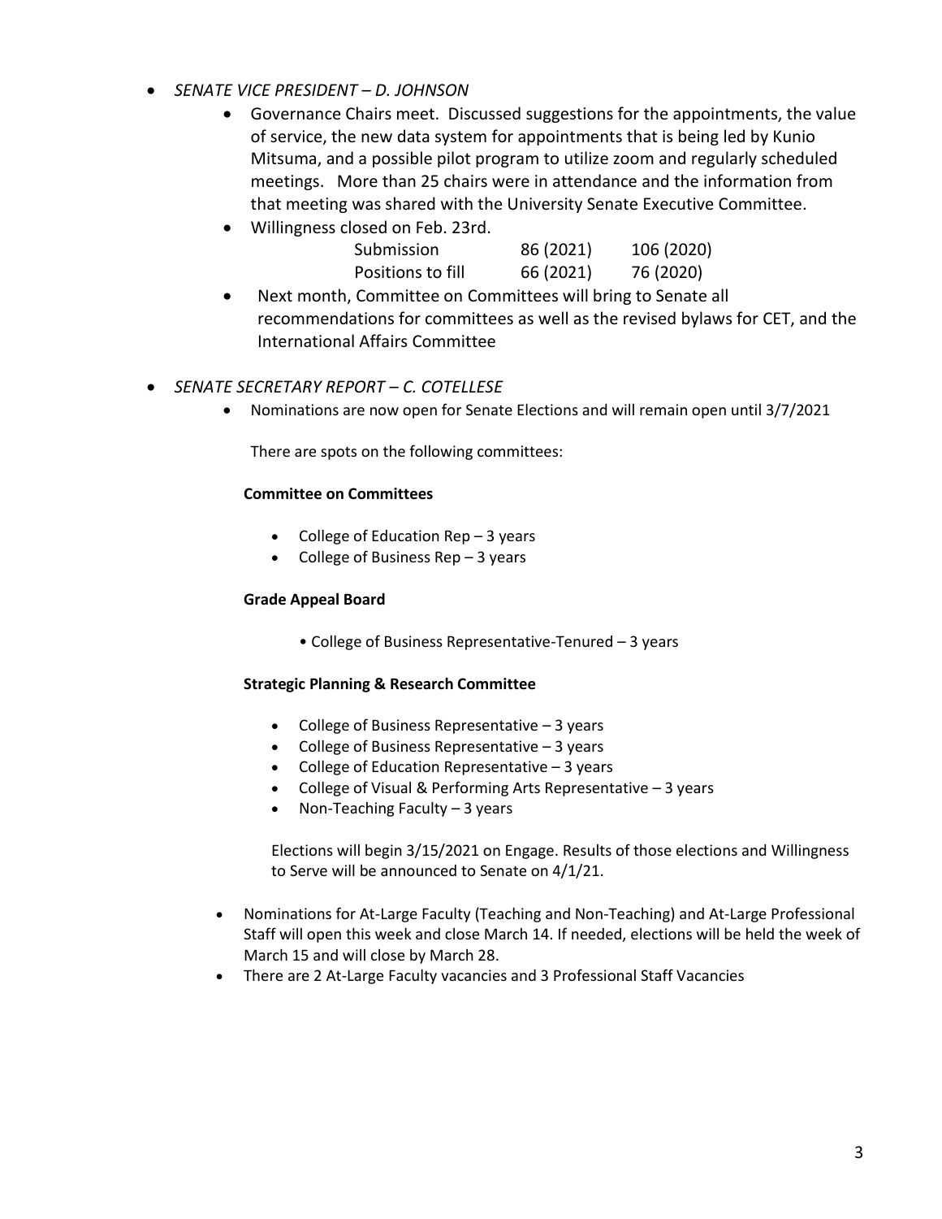- *SENATE VICE PRESIDENT – D. JOHNSON*
  - Governance Chairs meet. Discussed suggestions for the appointments, the value of service, the new data system for appointments that is being led by Kunio Mitsuma, and a possible pilot program to utilize zoom and regularly scheduled meetings. More than 25 chairs were in attendance and the information from that meeting was shared with the University Senate Executive Committee.
  - Willingness closed on Feb. 23rd.

    | | | |
    |---|---|---|
    | Submission | 86 (2021) | 106 (2020) |
    | Positions to fill | 66 (2021) | 76 (2020) |

  - Next month, Committee on Committees will bring to Senate all recommendations for committees as well as the revised bylaws for CET, and the International Affairs Committee

- *SENATE SECRETARY REPORT – C. COTELLESE*
  - Nominations are now open for Senate Elections and will remain open until 3/7/2021

    There are spots on the following committees:

    **Committee on Committees**

    - College of Education Rep – 3 years
    - College of Business Rep – 3 years

    **Grade Appeal Board**

    - College of Business Representative-Tenured – 3 years

    **Strategic Planning & Research Committee**

    - College of Business Representative – 3 years
    - College of Business Representative – 3 years
    - College of Education Representative – 3 years
    - College of Visual & Performing Arts Representative – 3 years
    - Non-Teaching Faculty – 3 years

    Elections will begin 3/15/2021 on Engage. Results of those elections and Willingness to Serve will be announced to Senate on 4/1/21.

  - Nominations for At-Large Faculty (Teaching and Non-Teaching) and At-Large Professional Staff will open this week and close March 14. If needed, elections will be held the week of March 15 and will close by March 28.
  - There are 2 At-Large Faculty vacancies and 3 Professional Staff Vacancies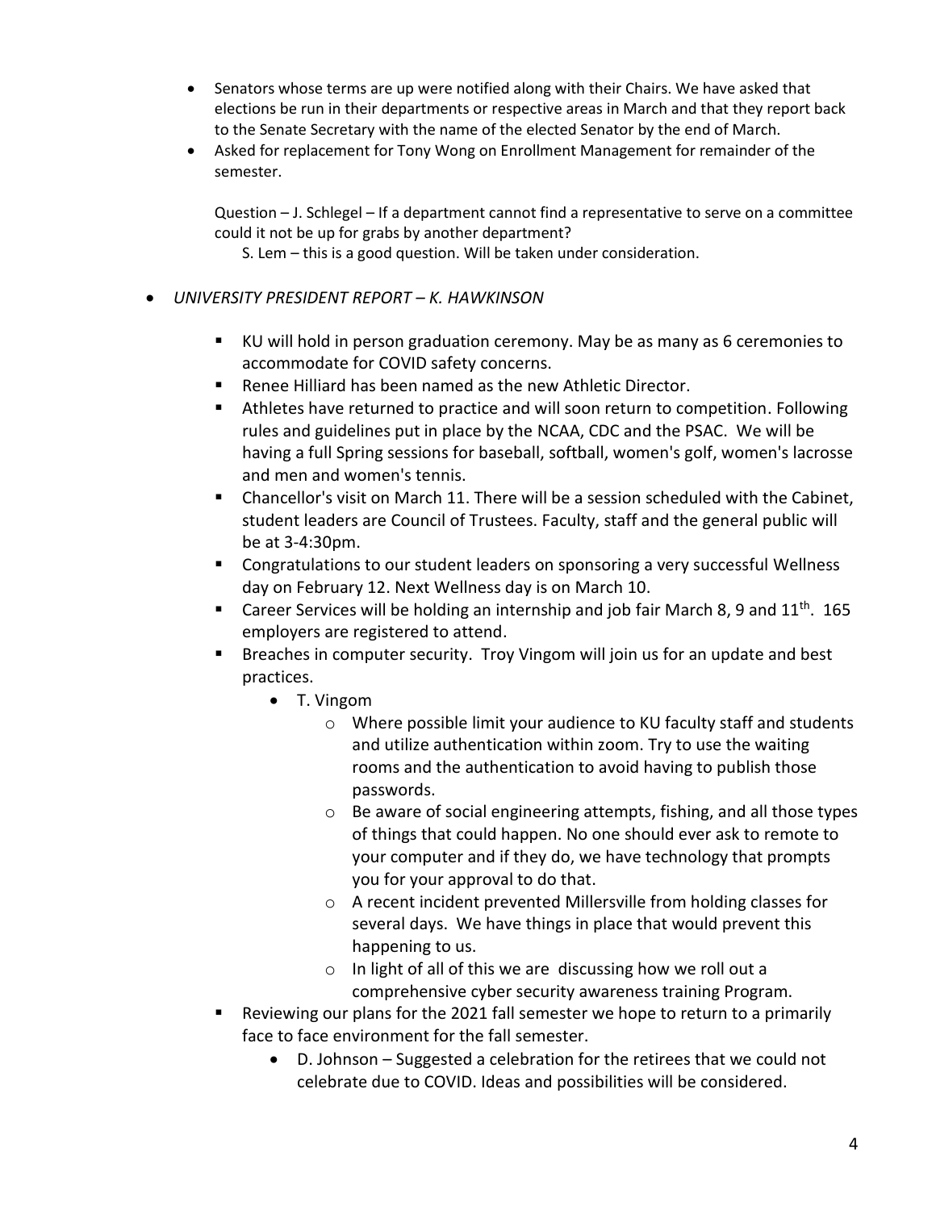- Senators whose terms are up were notified along with their Chairs. We have asked that elections be run in their departments or respective areas in March and that they report back to the Senate Secretary with the name of the elected Senator by the end of March.
- Asked for replacement for Tony Wong on Enrollment Management for remainder of the semester.

  Question – J. Schlegel – If a department cannot find a representative to serve on a committee could it not be up for grabs by another department?

  S. Lem – this is a good question. Will be taken under consideration.

- *UNIVERSITY PRESIDENT REPORT – K. HAWKINSON*
  - KU will hold in person graduation ceremony. May be as many as 6 ceremonies to accommodate for COVID safety concerns.
  - Renee Hilliard has been named as the new Athletic Director.
  - Athletes have returned to practice and will soon return to competition. Following rules and guidelines put in place by the NCAA, CDC and the PSAC. We will be having a full Spring sessions for baseball, softball, women's golf, women's lacrosse and men and women's tennis.
  - Chancellor's visit on March 11. There will be a session scheduled with the Cabinet, student leaders are Council of Trustees. Faculty, staff and the general public will be at 3-4:30pm.
  - Congratulations to our student leaders on sponsoring a very successful Wellness day on February 12. Next Wellness day is on March 10.
  - Career Services will be holding an internship and job fair March 8, 9 and 11th. 165 employers are registered to attend.
  - Breaches in computer security. Troy Vingom will join us for an update and best practices.
    - T. Vingom
      - Where possible limit your audience to KU faculty staff and students and utilize authentication within zoom. Try to use the waiting rooms and the authentication to avoid having to publish those passwords.
      - Be aware of social engineering attempts, fishing, and all those types of things that could happen. No one should ever ask to remote to your computer and if they do, we have technology that prompts you for your approval to do that.
      - A recent incident prevented Millersville from holding classes for several days. We have things in place that would prevent this happening to us.
      - In light of all of this we are discussing how we roll out a comprehensive cyber security awareness training Program.
  - Reviewing our plans for the 2021 fall semester we hope to return to a primarily face to face environment for the fall semester.
    - D. Johnson – Suggested a celebration for the retirees that we could not celebrate due to COVID. Ideas and possibilities will be considered.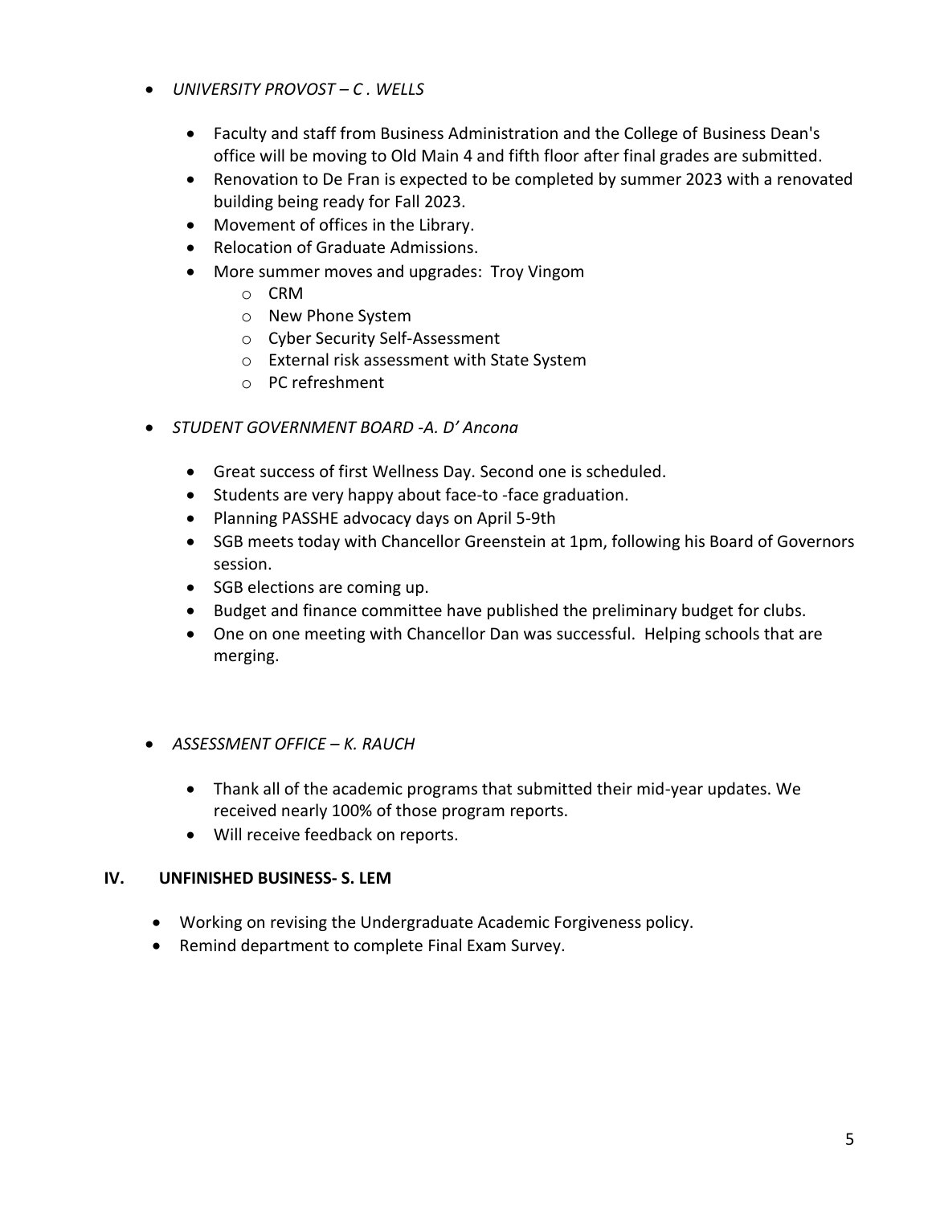- *UNIVERSITY PROVOST – C . WELLS*

    - Faculty and staff from Business Administration and the College of Business Dean's office will be moving to Old Main 4 and fifth floor after final grades are submitted.
    - Renovation to De Fran is expected to be completed by summer 2023 with a renovated building being ready for Fall 2023.
    - Movement of offices in the Library.
    - Relocation of Graduate Admissions.
    - More summer moves and upgrades: Troy Vingom
        - CRM
        - New Phone System
        - Cyber Security Self-Assessment
        - External risk assessment with State System
        - PC refreshment

- *STUDENT GOVERNMENT BOARD -A. D' Ancona*

    - Great success of first Wellness Day. Second one is scheduled.
    - Students are very happy about face-to -face graduation.
    - Planning PASSHE advocacy days on April 5-9th
    - SGB meets today with Chancellor Greenstein at 1pm, following his Board of Governors session.
    - SGB elections are coming up.
    - Budget and finance committee have published the preliminary budget for clubs.
    - One on one meeting with Chancellor Dan was successful. Helping schools that are merging.

- *ASSESSMENT OFFICE – K. RAUCH*

    - Thank all of the academic programs that submitted their mid-year updates. We received nearly 100% of those program reports.
    - Will receive feedback on reports.

## IV. UNFINISHED BUSINESS- S. LEM

- Working on revising the Undergraduate Academic Forgiveness policy.
- Remind department to complete Final Exam Survey.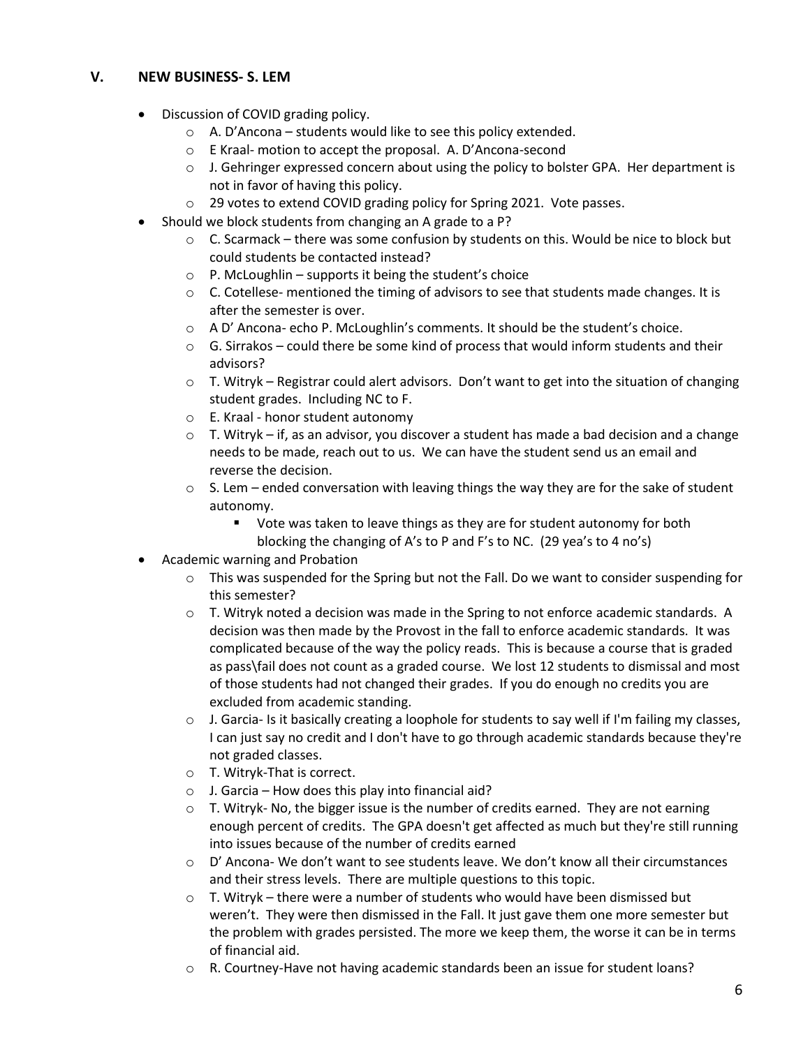## V. NEW BUSINESS- S. LEM

- Discussion of COVID grading policy.
  - A. D'Ancona – students would like to see this policy extended.
  - E Kraal- motion to accept the proposal. A. D'Ancona-second
  - J. Gehringer expressed concern about using the policy to bolster GPA. Her department is not in favor of having this policy.
  - 29 votes to extend COVID grading policy for Spring 2021. Vote passes.
- Should we block students from changing an A grade to a P?
  - C. Scarmack – there was some confusion by students on this. Would be nice to block but could students be contacted instead?
  - P. McLoughlin – supports it being the student's choice
  - C. Cotellese- mentioned the timing of advisors to see that students made changes. It is after the semester is over.
  - A D' Ancona- echo P. McLoughlin's comments. It should be the student's choice.
  - G. Sirrakos – could there be some kind of process that would inform students and their advisors?
  - T. Witryk – Registrar could alert advisors. Don't want to get into the situation of changing student grades. Including NC to F.
  - E. Kraal - honor student autonomy
  - T. Witryk – if, as an advisor, you discover a student has made a bad decision and a change needs to be made, reach out to us. We can have the student send us an email and reverse the decision.
  - S. Lem – ended conversation with leaving things the way they are for the sake of student autonomy.
    - Vote was taken to leave things as they are for student autonomy for both blocking the changing of A's to P and F's to NC. (29 yea's to 4 no's)
- Academic warning and Probation
  - This was suspended for the Spring but not the Fall. Do we want to consider suspending for this semester?
  - T. Witryk noted a decision was made in the Spring to not enforce academic standards. A decision was then made by the Provost in the fall to enforce academic standards. It was complicated because of the way the policy reads. This is because a course that is graded as pass\fail does not count as a graded course. We lost 12 students to dismissal and most of those students had not changed their grades. If you do enough no credits you are excluded from academic standing.
  - J. Garcia- Is it basically creating a loophole for students to say well if I'm failing my classes, I can just say no credit and I don't have to go through academic standards because they're not graded classes.
  - T. Witryk-That is correct.
  - J. Garcia – How does this play into financial aid?
  - T. Witryk- No, the bigger issue is the number of credits earned. They are not earning enough percent of credits. The GPA doesn't get affected as much but they're still running into issues because of the number of credits earned
  - D' Ancona- We don't want to see students leave. We don't know all their circumstances and their stress levels. There are multiple questions to this topic.
  - T. Witryk – there were a number of students who would have been dismissed but weren't. They were then dismissed in the Fall. It just gave them one more semester but the problem with grades persisted. The more we keep them, the worse it can be in terms of financial aid.
  - R. Courtney-Have not having academic standards been an issue for student loans?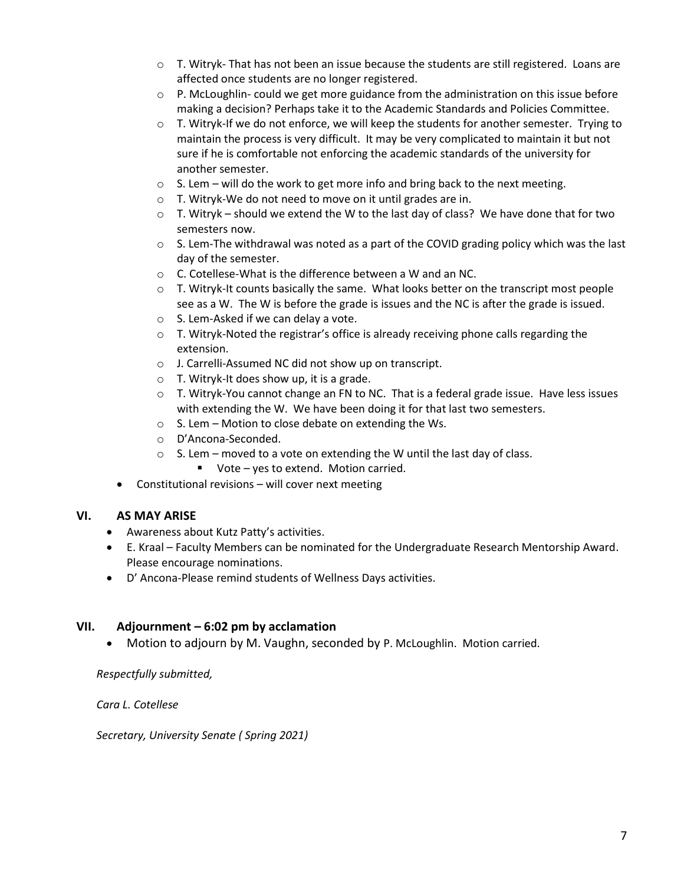- T. Witryk- That has not been an issue because the students are still registered. Loans are affected once students are no longer registered.
  - P. McLoughlin- could we get more guidance from the administration on this issue before making a decision? Perhaps take it to the Academic Standards and Policies Committee.
  - T. Witryk-If we do not enforce, we will keep the students for another semester. Trying to maintain the process is very difficult. It may be very complicated to maintain it but not sure if he is comfortable not enforcing the academic standards of the university for another semester.
  - S. Lem – will do the work to get more info and bring back to the next meeting.
  - T. Witryk-We do not need to move on it until grades are in.
  - T. Witryk – should we extend the W to the last day of class? We have done that for two semesters now.
  - S. Lem-The withdrawal was noted as a part of the COVID grading policy which was the last day of the semester.
  - C. Cotellese-What is the difference between a W and an NC.
  - T. Witryk-It counts basically the same. What looks better on the transcript most people see as a W. The W is before the grade is issues and the NC is after the grade is issued.
  - S. Lem-Asked if we can delay a vote.
  - T. Witryk-Noted the registrar's office is already receiving phone calls regarding the extension.
  - J. Carrelli-Assumed NC did not show up on transcript.
  - T. Witryk-It does show up, it is a grade.
  - T. Witryk-You cannot change an FN to NC. That is a federal grade issue. Have less issues with extending the W. We have been doing it for that last two semesters.
  - S. Lem – Motion to close debate on extending the Ws.
  - D'Ancona-Seconded.
  - S. Lem – moved to a vote on extending the W until the last day of class.
    - Vote – yes to extend. Motion carried.
- Constitutional revisions – will cover next meeting

## VI. AS MAY ARISE

- Awareness about Kutz Patty's activities.
- E. Kraal – Faculty Members can be nominated for the Undergraduate Research Mentorship Award. Please encourage nominations.
- D' Ancona-Please remind students of Wellness Days activities.

## VII. Adjournment – 6:02 pm by acclamation

- Motion to adjourn by M. Vaughn, seconded by P. McLoughlin. Motion carried.

*Respectfully submitted,*

*Cara L. Cotellese*

*Secretary, University Senate ( Spring 2021)*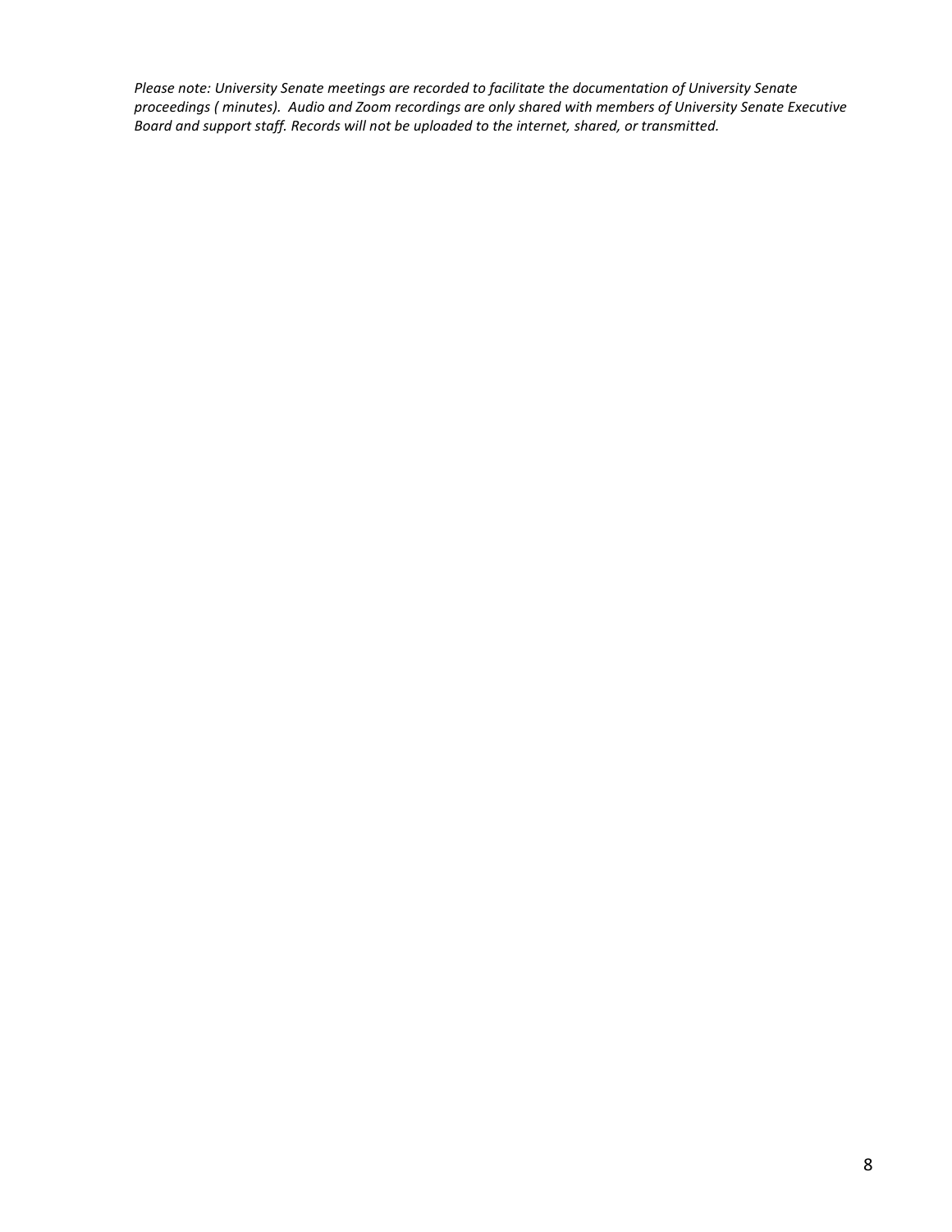*Please note: University Senate meetings are recorded to facilitate the documentation of University Senate proceedings ( minutes). Audio and Zoom recordings are only shared with members of University Senate Executive Board and support staff. Records will not be uploaded to the internet, shared, or transmitted.*